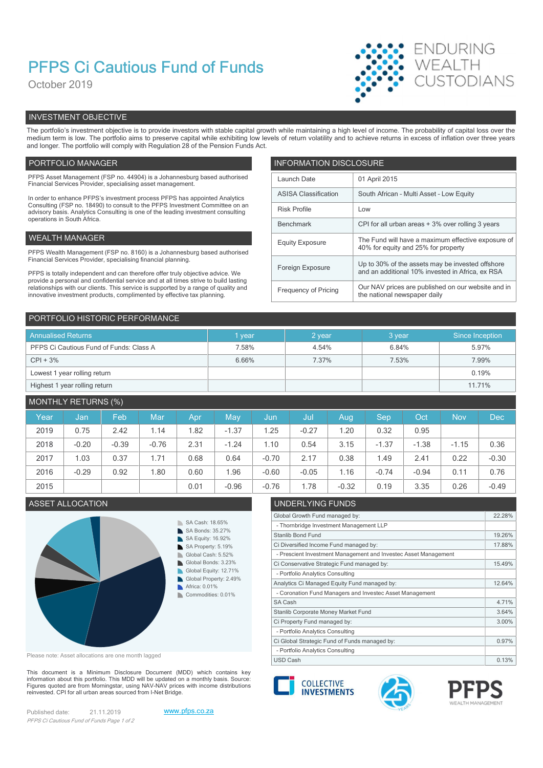# PFPS Ci Cautious Fund of Funds

October 2019

ENDURING WEALTH CUSTODIANS

## INVESTMENT OBJECTIVE

The portfolio's investment objective is to provide investors with stable capital growth while maintaining a high level of income. The probability of capital loss over the medium term is low. The portfolio aims to preserve capital while exhibiting low levels of return volatility and to achieve returns in excess of inflation over three years and longer. The portfolio will comply with Regulation 28 of the Pension Funds Act.

## PORTFOLIO MANAGER

PFPS Asset Management (FSP no. 44904) is a Johannesburg based authorised Financial Services Provider, specialising asset management.

In order to enhance PFPS's investment process PFPS has appointed Analytics Consulting (FSP no. 18490) to consult to the PFPS Investment Committee on an advisory basis. Analytics Consulting is one of the leading investment consulting operations in South Africa.

## WEALTH MANAGER

PFPS Wealth Management (FSP no. 8160) is a Johannesburg based authorised Financial Services Provider, specialising financial planning.

PFPS is totally independent and can therefore offer truly objective advice. We provide a personal and confidential service and at all times strive to build lasting relationships with our clients. This service is supported by a range of quality and innovative investment products, complimented by effective tax planning.

## INFORMATION DISCLOSURE

| | |
|---|---|
| Launch Date | 01 April 2015 |
| ASISA Classification | South African - Multi Asset - Low Equity |
| Risk Profile | Low |
| Benchmark | CPI for all urban areas + 3% over rolling 3 years |
| Equity Exposure | The Fund will have a maximum effective exposure of 40% for equity and 25% for property |
| Foreign Exposure | Up to 30% of the assets may be invested offshore and an additional 10% invested in Africa, ex RSA |
| Frequency of Pricing | Our NAV prices are published on our website and in the national newspaper daily |

## PORTFOLIO HISTORIC PERFORMANCE

| Annualised Returns | 1 year | 2 year | 3 year | Since Inception |
|---|---|---|---|---|
| PFPS Ci Cautious Fund of Funds: Class A | 7.58% | 4.54% | 6.84% | 5.97% |
| CPI + 3% | 6.66% | 7.37% | 7.53% | 7.99% |
| Lowest 1 year rolling return | | | | 0.19% |
| Highest 1 year rolling return | | | | 11.71% |

## MONTHLY RETURNS (%)

| Year | Jan | Feb | Mar | Apr | May | Jun | Jul | Aug | Sep | Oct | Nov | Dec |
|---|---|---|---|---|---|---|---|---|---|---|---|---|
| 2019 | 0.75 | 2.42 | 1.14 | 1.82 | -1.37 | 1.25 | -0.27 | 1.20 | 0.32 | 0.95 | | |
| 2018 | -0.20 | -0.39 | -0.76 | 2.31 | -1.24 | 1.10 | 0.54 | 3.15 | -1.37 | -1.38 | -1.15 | 0.36 |
| 2017 | 1.03 | 0.37 | 1.71 | 0.68 | 0.64 | -0.70 | 2.17 | 0.38 | 1.49 | 2.41 | 0.22 | -0.30 |
| 2016 | -0.29 | 0.92 | 1.80 | 0.60 | 1.96 | -0.60 | -0.05 | 1.16 | -0.74 | -0.94 | 0.11 | 0.76 |
| 2015 | | | | 0.01 | -0.96 | -0.76 | 1.78 | -0.32 | 0.19 | 3.35 | 0.26 | -0.49 |

## ASSET ALLOCATION

- SA Cash: 18.65%
- SA Bonds: 35.27%
- SA Equity: 16.92%
- SA Property: 5.19%
- Global Cash: 5.52%
- Global Bonds: 3.23%
- Global Equity: 12.71%
- Global Property: 2.49%
- Africa: 0.01%
- Commodities: 0.01%

Please note: Asset allocations are one month lagged

## UNDERLYING FUNDS

| | |
|---|---|
| Global Growth Fund managed by: | 22.28% |
| - Thornbridge Investment Management LLP | |
| Stanlib Bond Fund | 19.26% |
| Ci Diversified Income Fund managed by: | 17.88% |
| - Prescient Investment Management and Investec Asset Management | |
| Ci Conservative Strategic Fund managed by: | 15.49% |
| - Portfolio Analytics Consulting | |
| Analytics Ci Managed Equity Fund managed by: | 12.64% |
| - Coronation Fund Managers and Investec Asset Management | |
| SA Cash | 4.71% |
| Stanlib Corporate Money Market Fund | 3.64% |
| Ci Property Fund managed by: | 3.00% |
| - Portfolio Analytics Consulting | |
| Ci Global Strategic Fund of Funds managed by: | 0.97% |
| - Portfolio Analytics Consulting | |
| USD Cash | 0.13% |

This document is a Minimum Disclosure Document (MDD) which contains key information about this portfolio. This MDD will be updated on a monthly basis. Source: Figures quoted are from Morningstar, using NAV-NAV prices with income distributions reinvested. CPI for all urban areas sourced from I-Net Bridge.

COLLECTIVE INVESTMENTS

PFPS WEALTH MANAGEMENT

Published date: 21.11.2019

www.pfps.co.za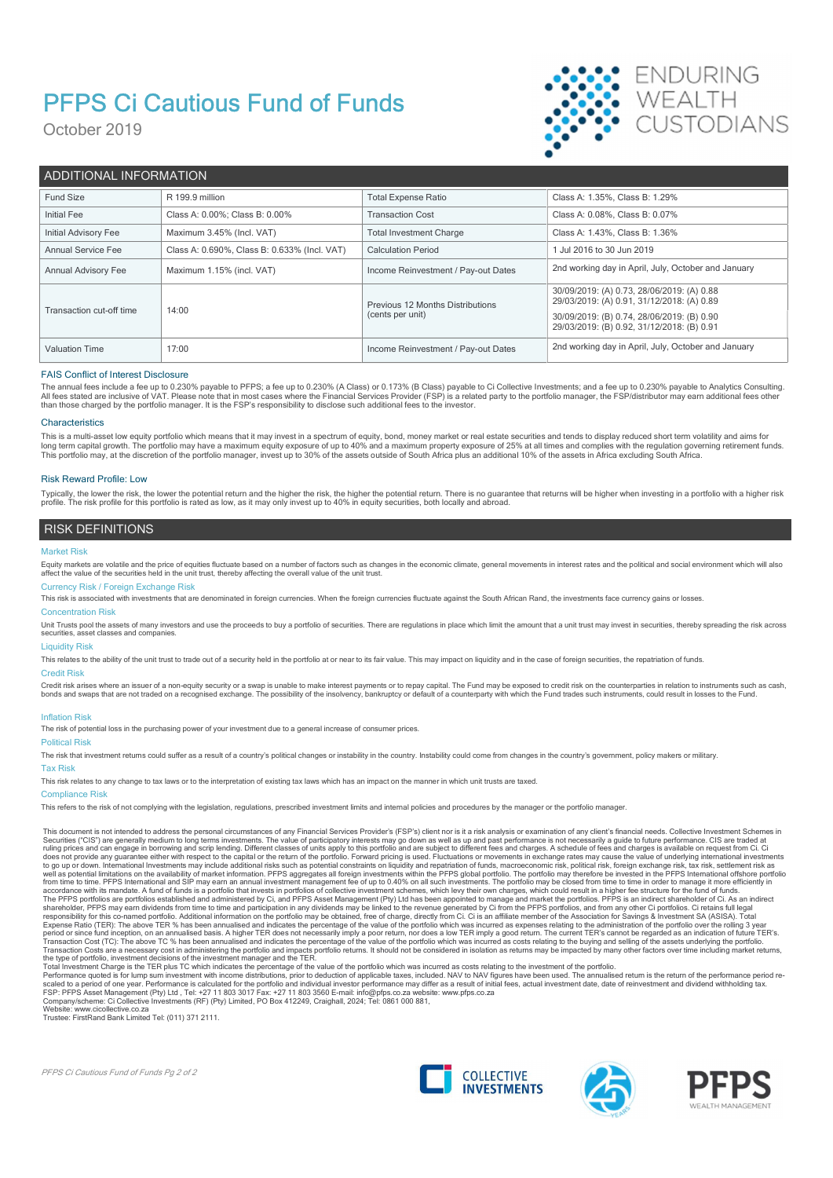# PFPS Ci Cautious Fund of Funds

October 2019

ENDURING WEALTH CUSTODIANS

## ADDITIONAL INFORMATION

| | | | |
|---|---|---|---|
| Fund Size | R 199.9 million | Total Expense Ratio | Class A: 1.35%, Class B: 1.29% |
| Initial Fee | Class A: 0.00%; Class B: 0.00% | Transaction Cost | Class A: 0.08%, Class B: 0.07% |
| Initial Advisory Fee | Maximum 3.45% (Incl. VAT) | Total Investment Charge | Class A: 1.43%, Class B: 1.36% |
| Annual Service Fee | Class A: 0.690%, Class B: 0.633% (Incl. VAT) | Calculation Period | 1 Jul 2016 to 30 Jun 2019 |
| Annual Advisory Fee | Maximum 1.15% (incl. VAT) | Income Reinvestment / Pay-out Dates | 2nd working day in April, July, October and January |
| Transaction cut-off time | 14:00 | Previous 12 Months Distributions (cents per unit) | 30/09/2019: (A) 0.73, 28/06/2019: (A) 0.88 29/03/2019: (A) 0.91, 31/12/2018: (A) 0.89 30/09/2019: (B) 0.74, 28/06/2019: (B) 0.90 29/03/2019: (B) 0.92, 31/12/2018: (B) 0.91 |
| Valuation Time | 17:00 | Income Reinvestment / Pay-out Dates | 2nd working day in April, July, October and January |

### FAIS Conflict of Interest Disclosure

The annual fees include a fee up to 0.230% payable to PFPS; a fee up to 0.230% (A Class) or 0.173% (B Class) payable to Ci Collective Investments; and a fee up to 0.230% payable to Analytics Consulting. All fees stated are inclusive of VAT. Please note that in most cases where the Financial Services Provider (FSP) is a related party to the portfolio manager, the FSP/distributor may earn additional fees other than those charged by the portfolio manager. It is the FSP's responsibility to disclose such additional fees to the investor.

### Characteristics

This is a multi-asset low equity portfolio which means that it may invest in a spectrum of equity, bond, money market or real estate securities and tends to display reduced short term volatility and aims for long term capital growth. The portfolio may have a maximum equity exposure of up to 40% and a maximum property exposure of 25% at all times and complies with the regulation governing retirement funds. This portfolio may, at the discretion of the portfolio manager, invest up to 30% of the assets outside of South Africa plus an additional 10% of the assets in Africa excluding South Africa.

### Risk Reward Profile: Low

Typically, the lower the risk, the lower the potential return and the higher the risk, the higher the potential return. There is no guarantee that returns will be higher when investing in a portfolio with a higher risk profile. The risk profile for this portfolio is rated as low, as it may only invest up to 40% in equity securities, both locally and abroad.

## RISK DEFINITIONS

### Market Risk

Equity markets are volatile and the price of equities fluctuate based on a number of factors such as changes in the economic climate, general movements in interest rates and the political and social environment which will also affect the value of the securities held in the unit trust, thereby affecting the overall value of the unit trust.

### Currency Risk / Foreign Exchange Risk

This risk is associated with investments that are denominated in foreign currencies. When the foreign currencies fluctuate against the South African Rand, the investments face currency gains or losses.

### Concentration Risk

Unit Trusts pool the assets of many investors and use the proceeds to buy a portfolio of securities. There are regulations in place which limit the amount that a unit trust may invest in securities, thereby spreading the risk across securities, asset classes and companies.

### Liquidity Risk

This relates to the ability of the unit trust to trade out of a security held in the portfolio at or near to its fair value. This may impact on liquidity and in the case of foreign securities, the repatriation of funds.

### Credit Risk

Credit risk arises where an issuer of a non-equity security or a swap is unable to make interest payments or to repay capital. The Fund may be exposed to credit risk on the counterparties in relation to instruments such as cash, bonds and swaps that are not traded on a recognised exchange. The possibility of the insolvency, bankruptcy or default of a counterparty with which the Fund trades such instruments, could result in losses to the Fund.

### Inflation Risk

The risk of potential loss in the purchasing power of your investment due to a general increase of consumer prices.

### Political Risk

The risk that investment returns could suffer as a result of a country's political changes or instability in the country. Instability could come from changes in the country's government, policy makers or military.

### Tax Risk

This risk relates to any change to tax laws or to the interpretation of existing tax laws which has an impact on the manner in which unit trusts are taxed.

### Compliance Risk

This refers to the risk of not complying with the legislation, regulations, prescribed investment limits and internal policies and procedures by the manager or the portfolio manager.

This document is not intended to address the personal circumstances of any Financial Services Provider's (FSP's) client nor is it a risk analysis or examination of any client's financial needs. Collective Investment Schemes in Securities ("CIS") are generally medium to long terms investments. The value of participatory interests may go down as well as up and past performance is not necessarily a guide to future performance. CIS are traded at ruling prices and can engage in borrowing and scrip lending. Different classes of units apply to this portfolio and are subject to different fees and charges. A schedule of fees and charges is available on request from Ci. Ci does not provide any guarantee either with respect to the capital or the return of the portfolio. Forward pricing is used. Fluctuations or movements in exchange rates may cause the value of underlying international investments to go up or down. International Investments may include additional risks such as potential constraints on liquidity and repatriation of funds, macroeconomic risk, political risk, foreign exchange risk, tax risk, settlement risk as well as potential limitations on the availability of market information. PFPS aggregates all foreign investments within the PFPS global portfolio. The portfolio may therefore be invested in the PFPS International offshore portfolio from time to time. PFPS International and SIP may earn an annual investment management fee of up to 0.40% on all such investments. The portfolio may be closed from time to time in order to manage it more efficiently in accordance with its mandate. A fund of funds is a portfolio that invests in portfolios of collective investment schemes, which levy their own charges, which could result in a higher fee structure for the fund of funds.
The PFPS portfolios are portfolios established and administered by Ci, and PFPS Asset Management (Pty) Ltd has been appointed to manage and market the portfolios. PFPS is an indirect shareholder of Ci. As an indirect shareholder, PFPS may earn dividends from time to time and participation in any dividends may be linked to the revenue generated by Ci from the PFPS portfolios, and from any other Ci portfolios. Ci retains full legal responsibility for this co-named portfolio. Additional information on the portfolio may be obtained, free of charge, directly from Ci. Ci is an affiliate member of the Association for Savings & Investment SA (ASISA). Total Expense Ratio (TER): The above TER % has been annualised and indicates the percentage of the value of the portfolio which was incurred as expenses relating to the administration of the portfolio over the rolling 3 year period or since fund inception, on an annualised basis. A higher TER does not necessarily imply a poor return, nor does a low TER imply a good return. The current TER's cannot be regarded as an indication of future TER's. Transaction Cost (TC): The above TC % has been annualised and indicates the percentage of the value of the portfolio which was incurred as costs relating to the buying and selling of the assets underlying the portfolio. Transaction Costs are a necessary cost in administering the portfolio and impacts portfolio returns. It should not be considered in isolation as returns may be impacted by many other factors over time including market returns, the type of portfolio, investment decisions of the investment manager and the TER.
Total Investment Charge is the TER plus TC which indicates the percentage of the value of the portfolio which was incurred as costs relating to the investment of the portfolio.
Performance quoted is for lump sum investment with income distributions, prior to deduction of applicable taxes, included. NAV to NAV figures have been used. The annualised return is the return of the performance period re-scaled to a period of one year. Performance is calculated for the portfolio and individual investor performance may differ as a result of initial fees, actual investment date, date of reinvestment and dividend withholding tax.
FSP: PFPS Asset Management (Pty) Ltd , Tel: +27 11 803 3017 Fax: +27 11 803 3560 E-mail: info@pfps.co.za website: www.pfps.co.za
Company/scheme: Ci Collective Investments (RF) (Pty) Limited, PO Box 412249, Craighall, 2024; Tel: 0861 000 881,
Website: www.cicollective.co.za
Trustee: FirstRand Bank Limited Tel: (011) 371 2111.